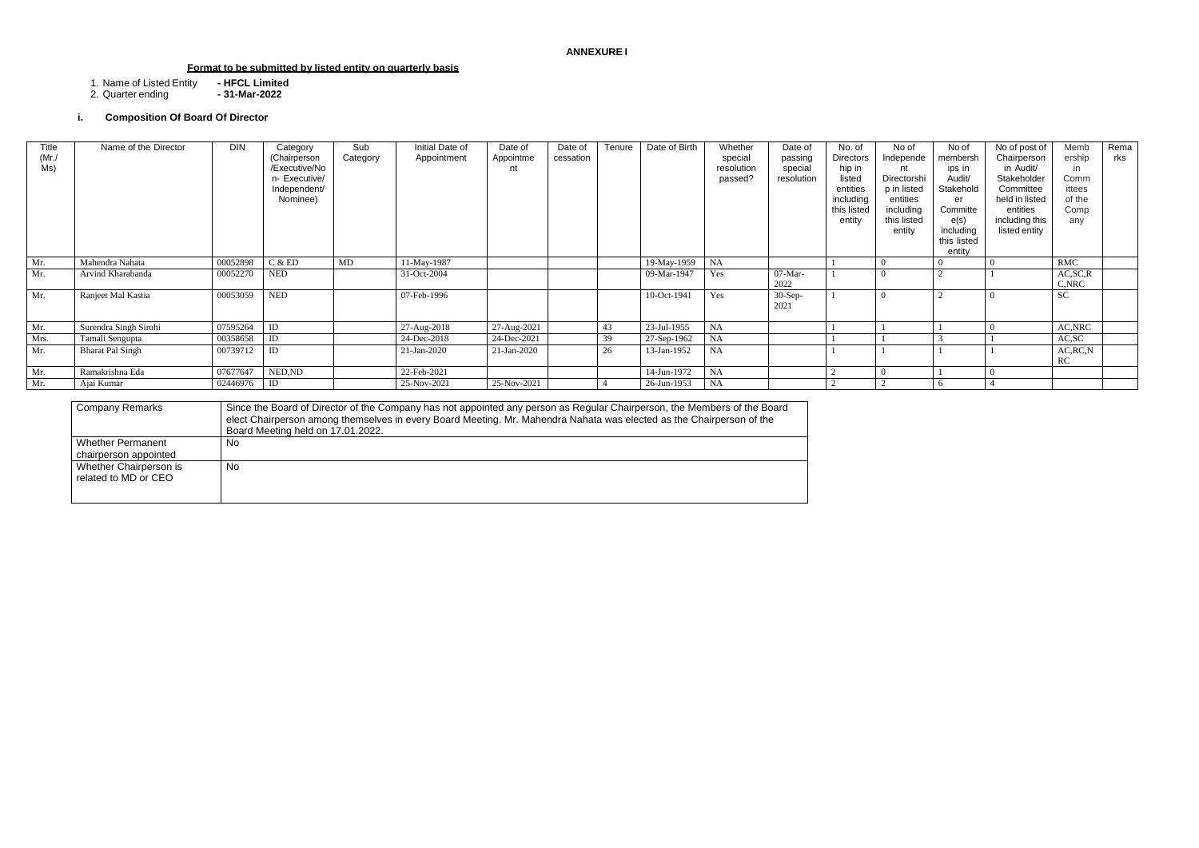**ANNEXURE I**

**Format to be submitted by listed entity on quarterly basis**

1. Name of Listed Entity **- HFCL Limited**
2. Quarter ending **- 31-Mar-2022**

### i. Composition Of Board Of Director

| Title (Mr./ Ms) | Name of the Director | DIN | Category (Chairperson /Executive/Non- Executive/ Independent/ Nominee) | Sub Category | Initial Date of Appointment | Date of Appointment | Date of cessation | Tenure | Date of Birth | Whether special resolution passed? | Date of passing special resolution | No. of Directorship in listed entities including this listed entity | No of Independent Directorship in listed entities including this listed entity | No of memberships in Audit/ Stakeholder Committee(s) including this listed entity | No of post of Chairperson in Audit/ Stakeholder Committee held in listed entities including this listed entity | Membership in Committees of the Company | Remarks |
|---|---|---|---|---|---|---|---|---|---|---|---|---|---|---|---|---|---|
| Mr. | Mahendra Nahata | 00052898 | C & ED | MD | 11-May-1987 | | | | 19-May-1959 | NA | | 1 | 0 | 0 | 0 | RMC | |
| Mr. | Arvind Kharabanda | 00052270 | NED | | 31-Oct-2004 | | | | 09-Mar-1947 | Yes | 07-Mar-2022 | 1 | 0 | 2 | 1 | AC,SC,RC,NRC | |
| Mr. | Ranjeet Mal Kastia | 00053059 | NED | | 07-Feb-1996 | | | | 10-Oct-1941 | Yes | 30-Sep-2021 | 1 | 0 | 2 | 0 | SC | |
| Mr. | Surendra Singh Sirohi | 07595264 | ID | | 27-Aug-2018 | 27-Aug-2021 | | 43 | 23-Jul-1955 | NA | | 1 | 1 | 1 | 0 | AC,NRC | |
| Mrs. | Tamali Sengupta | 00358658 | ID | | 24-Dec-2018 | 24-Dec-2021 | | 39 | 27-Sep-1962 | NA | | 1 | 1 | 3 | 1 | AC,SC | |
| Mr. | Bharat Pal Singh | 00739712 | ID | | 21-Jan-2020 | 21-Jan-2020 | | 26 | 13-Jan-1952 | NA | | 1 | 1 | 1 | 1 | AC,RC,NRC | |
| Mr. | Ramakrishna Eda | 07677647 | NED,ND | | 22-Feb-2021 | | | | 14-Jun-1972 | NA | | 2 | 0 | 1 | 0 | | |
| Mr. | Ajai Kumar | 02446976 | ID | | 25-Nov-2021 | 25-Nov-2021 | | 4 | 26-Jun-1953 | NA | | 2 | 2 | 6 | 4 | | |

| Company Remarks | Since the Board of Director of the Company has not appointed any person as Regular Chairperson, the Members of the Board elect Chairperson among themselves in every Board Meeting. Mr. Mahendra Nahata was elected as the Chairperson of the Board Meeting held on 17.01.2022. |
|---|---|
| Whether Permanent chairperson appointed | No |
| Whether Chairperson is related to MD or CEO | No |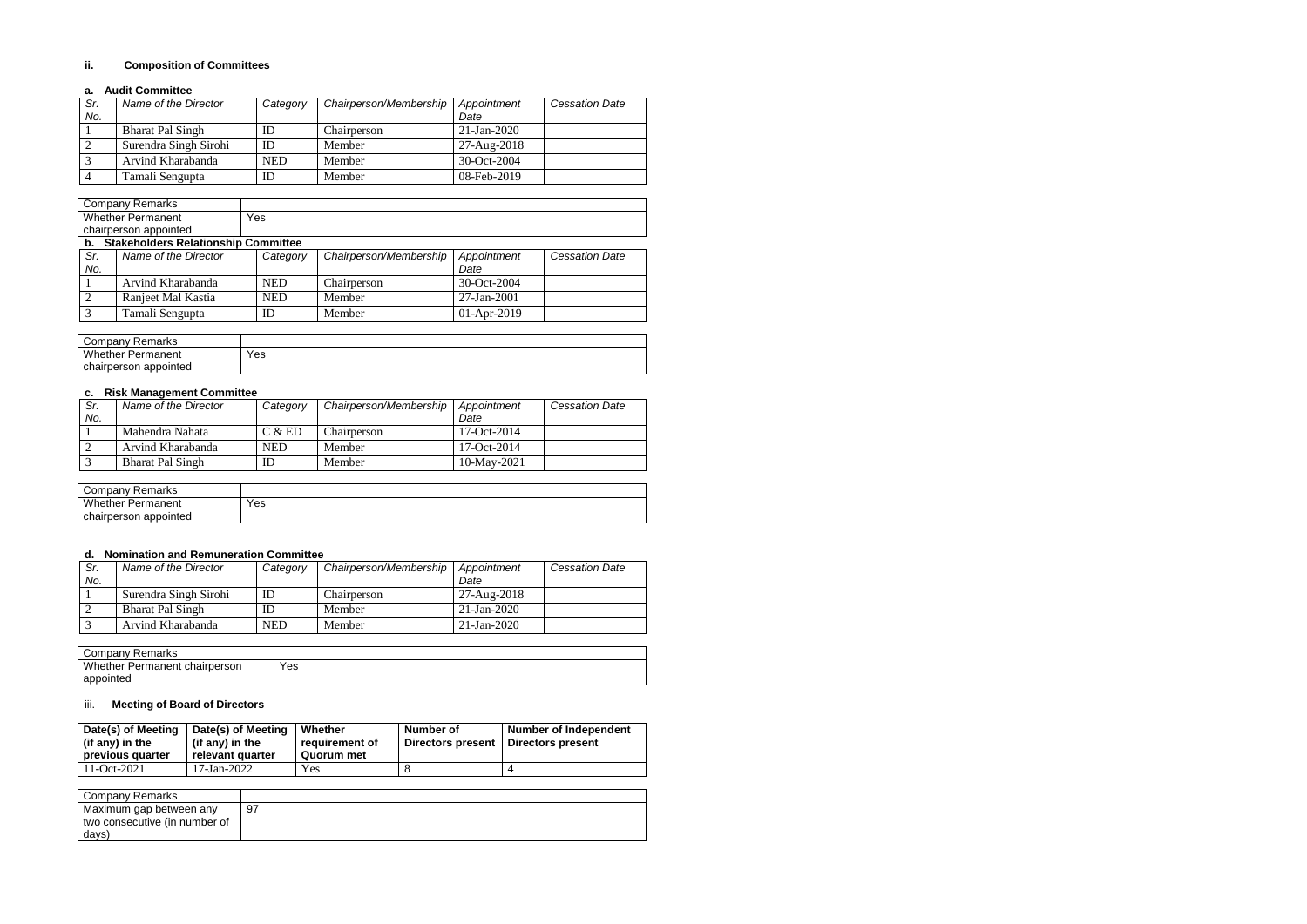### ii. Composition of Committees

#### a. Audit Committee

| Sr. No. | Name of the Director | Category | Chairperson/Membership | Appointment Date | Cessation Date |
|---|---|---|---|---|---|
| 1 | Bharat Pal Singh | ID | Chairperson | 21-Jan-2020 | |
| 2 | Surendra Singh Sirohi | ID | Member | 27-Aug-2018 | |
| 3 | Arvind Kharabanda | NED | Member | 30-Oct-2004 | |
| 4 | Tamali Sengupta | ID | Member | 08-Feb-2019 | |

| Company Remarks | |
|---|---|
| Whether Permanent chairperson appointed | Yes |

#### b. Stakeholders Relationship Committee

| Sr. No. | Name of the Director | Category | Chairperson/Membership | Appointment Date | Cessation Date |
|---|---|---|---|---|---|
| 1 | Arvind Kharabanda | NED | Chairperson | 30-Oct-2004 | |
| 2 | Ranjeet Mal Kastia | NED | Member | 27-Jan-2001 | |
| 3 | Tamali Sengupta | ID | Member | 01-Apr-2019 | |

| Company Remarks | |
|---|---|
| Whether Permanent chairperson appointed | Yes |

#### c. Risk Management Committee

| Sr. No. | Name of the Director | Category | Chairperson/Membership | Appointment Date | Cessation Date |
|---|---|---|---|---|---|
| 1 | Mahendra Nahata | C & ED | Chairperson | 17-Oct-2014 | |
| 2 | Arvind Kharabanda | NED | Member | 17-Oct-2014 | |
| 3 | Bharat Pal Singh | ID | Member | 10-May-2021 | |

| Company Remarks | |
|---|---|
| Whether Permanent chairperson appointed | Yes |

#### d. Nomination and Remuneration Committee

| Sr. No. | Name of the Director | Category | Chairperson/Membership | Appointment Date | Cessation Date |
|---|---|---|---|---|---|
| 1 | Surendra Singh Sirohi | ID | Chairperson | 27-Aug-2018 | |
| 2 | Bharat Pal Singh | ID | Member | 21-Jan-2020 | |
| 3 | Arvind Kharabanda | NED | Member | 21-Jan-2020 | |

| Company Remarks | |
|---|---|
| Whether Permanent chairperson appointed | Yes |

### iii. Meeting of Board of Directors

| Date(s) of Meeting (if any) in the previous quarter | Date(s) of Meeting (if any) in the relevant quarter | Whether requirement of Quorum met | Number of Directors present | Number of Independent Directors present |
|---|---|---|---|---|
| 11-Oct-2021 | 17-Jan-2022 | Yes | 8 | 4 |

| Company Remarks | |
|---|---|
| Maximum gap between any two consecutive (in number of days) | 97 |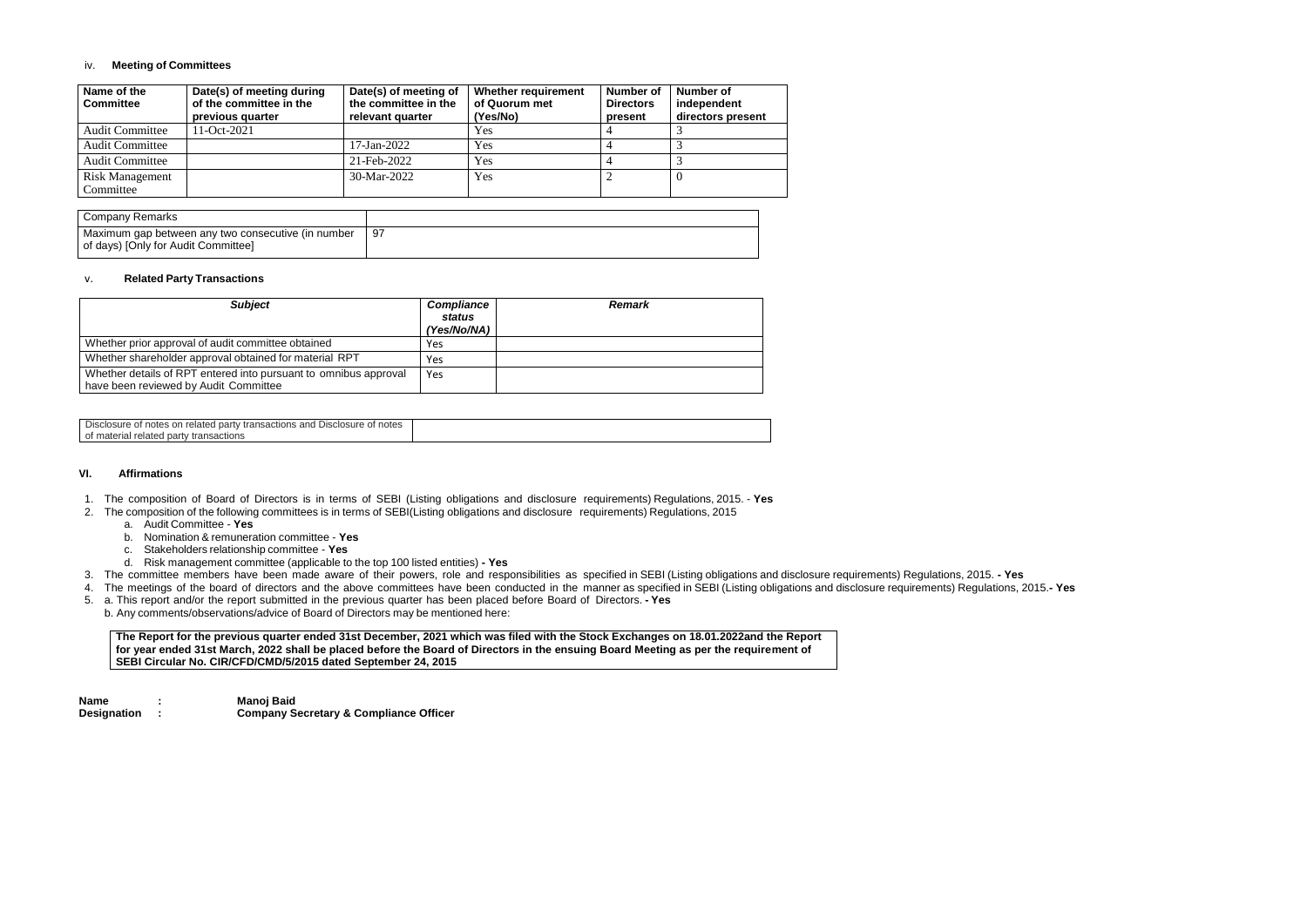iv. **Meeting of Committees**

| Name of the Committee | Date(s) of meeting during of the committee in the previous quarter | Date(s) of meeting of the committee in the relevant quarter | Whether requirement of Quorum met (Yes/No) | Number of Directors present | Number of independent directors present |
|---|---|---|---|---|---|
| Audit Committee | 11-Oct-2021 | | Yes | 4 | 3 |
| Audit Committee | | 17-Jan-2022 | Yes | 4 | 3 |
| Audit Committee | | 21-Feb-2022 | Yes | 4 | 3 |
| Risk Management Committee | | 30-Mar-2022 | Yes | 2 | 0 |

| Company Remarks | |
|---|---|
| Maximum gap between any two consecutive (in number of days) [Only for Audit Committee] | 97 |

v. **Related Party Transactions**

| *Subject* | *Compliance status (Yes/No/NA)* | *Remark* |
|---|---|---|
| Whether prior approval of audit committee obtained | Yes | |
| Whether shareholder approval obtained for material RPT | Yes | |
| Whether details of RPT entered into pursuant to omnibus approval have been reviewed by Audit Committee | Yes | |

| Disclosure of notes on related party transactions and Disclosure of notes of material related party transactions | |
|---|---|

**VI. Affirmations**

1. The composition of Board of Directors is in terms of SEBI (Listing obligations and disclosure requirements) Regulations, 2015. - **Yes**
2. The composition of the following committees is in terms of SEBI(Listing obligations and disclosure requirements) Regulations, 2015
   a. Audit Committee - **Yes**
   b. Nomination & remuneration committee - **Yes**
   c. Stakeholders relationship committee - **Yes**
   d. Risk management committee (applicable to the top 100 listed entities) **- Yes**
3. The committee members have been made aware of their powers, role and responsibilities as specified in SEBI (Listing obligations and disclosure requirements) Regulations, 2015. **- Yes**
4. The meetings of the board of directors and the above committees have been conducted in the manner as specified in SEBI (Listing obligations and disclosure requirements) Regulations, 2015.**- Yes**
5. a. This report and/or the report submitted in the previous quarter has been placed before Board of Directors. **- Yes**
   b. Any comments/observations/advice of Board of Directors may be mentioned here:

**The Report for the previous quarter ended 31st December, 2021 which was filed with the Stock Exchanges on 18.01.2022and the Report for year ended 31st March, 2022 shall be placed before the Board of Directors in the ensuing Board Meeting as per the requirement of SEBI Circular No. CIR/CFD/CMD/5/2015 dated September 24, 2015**

**Name : Manoj Baid**
**Designation : Company Secretary & Compliance Officer**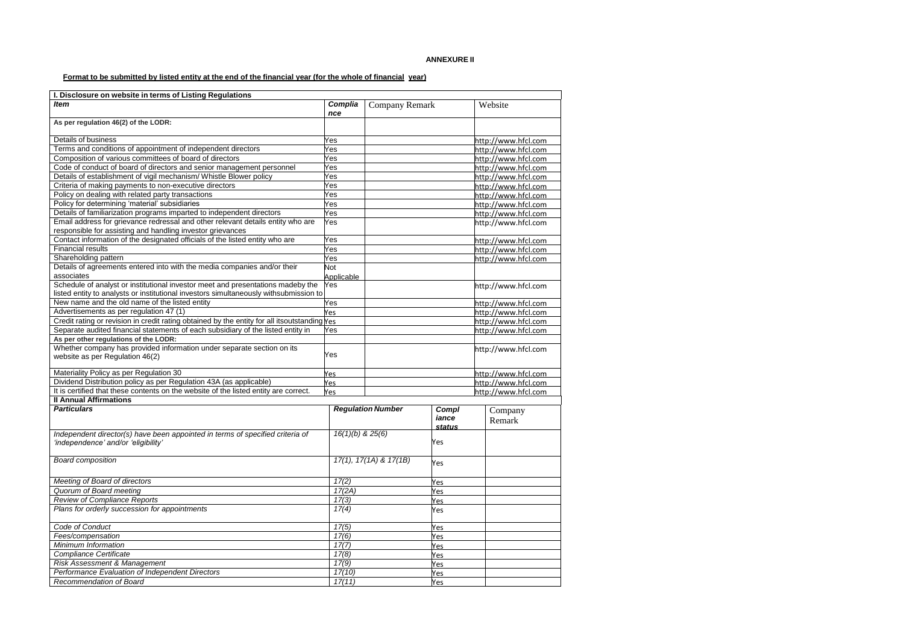**ANNEXURE II**

**Format to be submitted by listed entity at the end of the financial year (for the whole of financial year)**

| I. Disclosure on website in terms of Listing Regulations | | | |
|---|---|---|---|
| ***Item*** | ***Compliance*** | Company Remark | Website |
| **As per regulation 46(2) of the LODR:** | | | |
| Details of business | Yes | | http://www.hfcl.com |
| Terms and conditions of appointment of independent directors | Yes | | http://www.hfcl.com |
| Composition of various committees of board of directors | Yes | | http://www.hfcl.com |
| Code of conduct of board of directors and senior management personnel | Yes | | http://www.hfcl.com |
| Details of establishment of vigil mechanism/ Whistle Blower policy | Yes | | http://www.hfcl.com |
| Criteria of making payments to non-executive directors | Yes | | http://www.hfcl.com |
| Policy on dealing with related party transactions | Yes | | http://www.hfcl.com |
| Policy for determining 'material' subsidiaries | Yes | | http://www.hfcl.com |
| Details of familiarization programs imparted to independent directors | Yes | | http://www.hfcl.com |
| Email address for grievance redressal and other relevant details entity who are responsible for assisting and handling investor grievances | Yes | | http://www.hfcl.com |
| Contact information of the designated officials of the listed entity who are | Yes | | http://www.hfcl.com |
| Financial results | Yes | | http://www.hfcl.com |
| Shareholding pattern | Yes | | http://www.hfcl.com |
| Details of agreements entered into with the media companies and/or their associates | Not Applicable | | |
| Schedule of analyst or institutional investor meet and presentations madeby the listed entity to analysts or institutional investors simultaneously withsubmission to | Yes | | http://www.hfcl.com |
| New name and the old name of the listed entity | Yes | | http://www.hfcl.com |
| Advertisements as per regulation 47 (1) | Yes | | http://www.hfcl.com |
| Credit rating or revision in credit rating obtained by the entity for all itsoutstanding | Yes | | http://www.hfcl.com |
| Separate audited financial statements of each subsidiary of the listed entity in | Yes | | http://www.hfcl.com |
| **As per other regulations of the LODR:** | | | |
| Whether company has provided information under separate section on its website as per Regulation 46(2) | Yes | | http://www.hfcl.com |
| Materiality Policy as per Regulation 30 | Yes | | http://www.hfcl.com |
| Dividend Distribution policy as per Regulation 43A (as applicable) | Yes | | http://www.hfcl.com |
| It is certified that these contents on the website of the listed entity are correct. | Yes | | http://www.hfcl.com |

| **II Annual Affirmations** | | | |
|---|---|---|---|
| ***Particulars*** | ***Regulation Number*** | ***Compliance status*** | Company Remark |
| *Independent director(s) have been appointed in terms of specified criteria of 'independence' and/or 'eligibility'* | *16(1)(b) & 25(6)* | Yes | |
| *Board composition* | *17(1), 17(1A) & 17(1B)* | Yes | |
| *Meeting of Board of directors* | *17(2)* | Yes | |
| *Quorum of Board meeting* | *17(2A)* | Yes | |
| *Review of Compliance Reports* | *17(3)* | Yes | |
| *Plans for orderly succession for appointments* | *17(4)* | Yes | |
| *Code of Conduct* | *17(5)* | Yes | |
| *Fees/compensation* | *17(6)* | Yes | |
| *Minimum Information* | *17(7)* | Yes | |
| *Compliance Certificate* | *17(8)* | Yes | |
| *Risk Assessment & Management* | *17(9)* | Yes | |
| *Performance Evaluation of Independent Directors* | *17(10)* | Yes | |
| *Recommendation of Board* | *17(11)* | Yes | |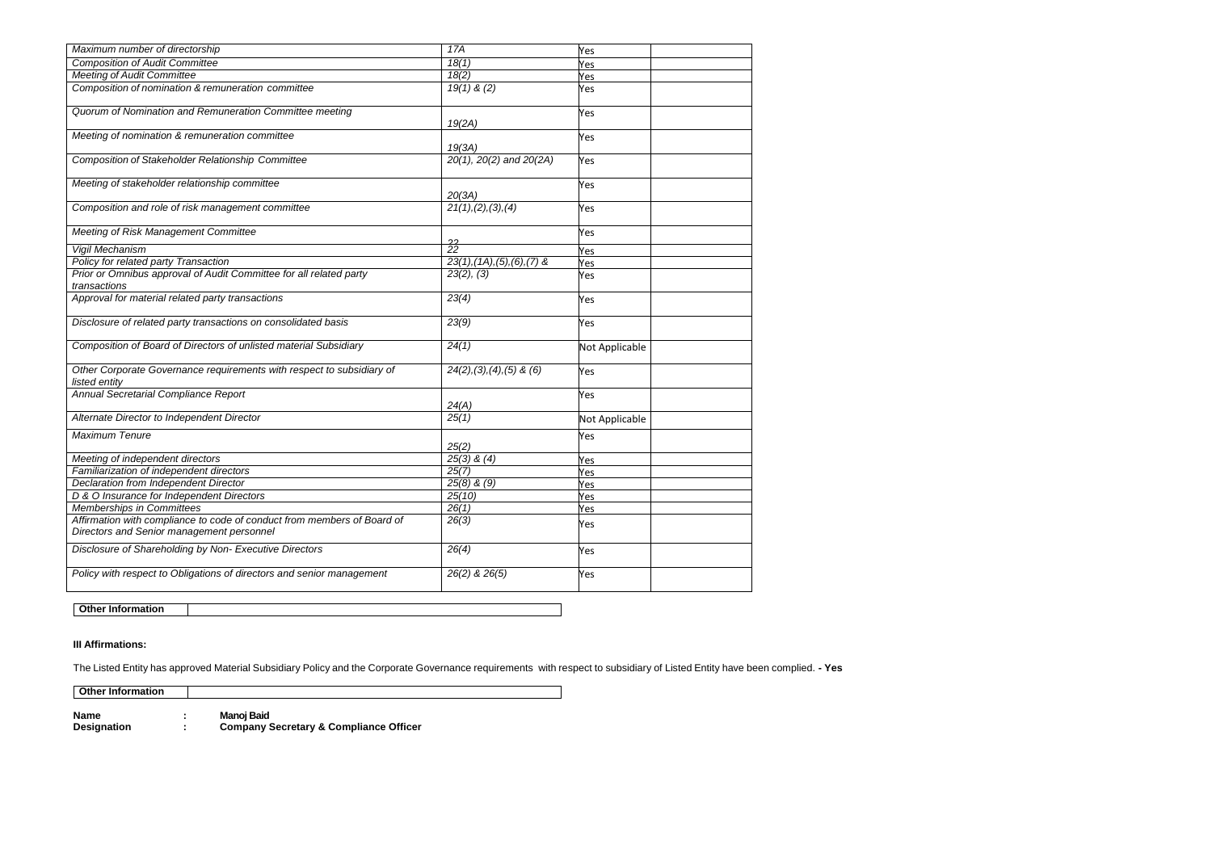| Maximum number of directorship | 17A | Yes | |
|---|---|---|---|
| Composition of Audit Committee | 18(1) | Yes | |
| Meeting of Audit Committee | 18(2) | Yes | |
| Composition of nomination & remuneration committee | 19(1) & (2) | Yes | |
| Quorum of Nomination and Remuneration Committee meeting | 19(2A) | Yes | |
| Meeting of nomination & remuneration committee | 19(3A) | Yes | |
| Composition of Stakeholder Relationship Committee | 20(1), 20(2) and 20(2A) | Yes | |
| Meeting of stakeholder relationship committee | 20(3A) | Yes | |
| Composition and role of risk management committee | 21(1),(2),(3),(4) | Yes | |
| Meeting of Risk Management Committee | 22 | Yes | |
| Vigil Mechanism | 22 | Yes | |
| Policy for related party Transaction | 23(1),(1A),(5),(6),(7) & | Yes | |
| Prior or Omnibus approval of Audit Committee for all related party transactions | 23(2), (3) | Yes | |
| Approval for material related party transactions | 23(4) | Yes | |
| Disclosure of related party transactions on consolidated basis | 23(9) | Yes | |
| Composition of Board of Directors of unlisted material Subsidiary | 24(1) | Not Applicable | |
| Other Corporate Governance requirements with respect to subsidiary of listed entity | 24(2),(3),(4),(5) & (6) | Yes | |
| Annual Secretarial Compliance Report | 24(A) | Yes | |
| Alternate Director to Independent Director | 25(1) | Not Applicable | |
| Maximum Tenure | 25(2) | Yes | |
| Meeting of independent directors | 25(3) & (4) | Yes | |
| Familiarization of independent directors | 25(7) | Yes | |
| Declaration from Independent Director | 25(8) & (9) | Yes | |
| D & O Insurance for Independent Directors | 25(10) | Yes | |
| Memberships in Committees | 26(1) | Yes | |
| Affirmation with compliance to code of conduct from members of Board of Directors and Senior management personnel | 26(3) | Yes | |
| Disclosure of Shareholding by Non- Executive Directors | 26(4) | Yes | |
| Policy with respect to Obligations of directors and senior management | 26(2) & 26(5) | Yes | |

| Other Information | |
|---|---|

**III Affirmations:**

The Listed Entity has approved Material Subsidiary Policy and the Corporate Governance requirements with respect to subsidiary of Listed Entity have been complied. **- Yes**

| Other Information | |
|---|---|

**Name** : **Manoj Baid**
**Designation** : **Company Secretary & Compliance Officer**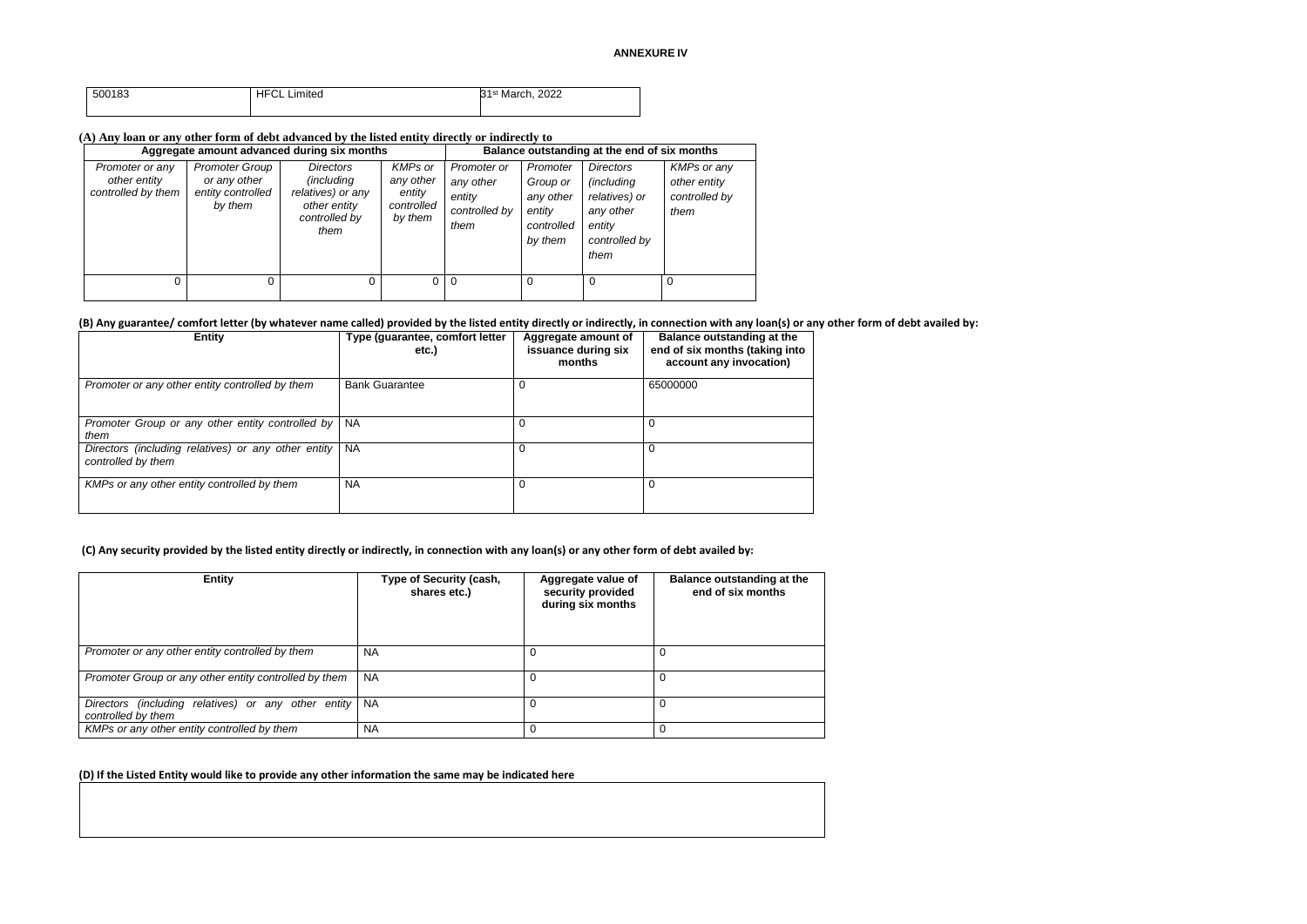**ANNEXURE IV**

| 500183 | HFCL Limited | 31st March, 2022 |
|---|---|---|

**(A) Any loan or any other form of debt advanced by the listed entity directly or indirectly to**

| Aggregate amount advanced during six months | | | | Balance outstanding at the end of six months | | | |
|---|---|---|---|---|---|---|---|
| *Promoter or any other entity controlled by them* | *Promoter Group or any other entity controlled by them* | *Directors (including relatives) or any other entity controlled by them* | *KMPs or any other entity controlled by them* | *Promoter or any other entity controlled by them* | *Promoter Group or any other entity controlled by them* | *Directors (including relatives) or any other entity controlled by them* | *KMPs or any other entity controlled by them* |
| 0 | 0 | 0 | 0 | 0 | 0 | 0 | 0 |

**(B) Any guarantee/ comfort letter (by whatever name called) provided by the listed entity directly or indirectly, in connection with any loan(s) or any other form of debt availed by:**

| Entity | Type (guarantee, comfort letter etc.) | Aggregate amount of issuance during six months | Balance outstanding at the end of six months (taking into account any invocation) |
|---|---|---|---|
| *Promoter or any other entity controlled by them* | Bank Guarantee | 0 | 65000000 |
| *Promoter Group or any other entity controlled by them* | NA | 0 | 0 |
| *Directors (including relatives) or any other entity controlled by them* | NA | 0 | 0 |
| *KMPs or any other entity controlled by them* | NA | 0 | 0 |

**(C) Any security provided by the listed entity directly or indirectly, in connection with any loan(s) or any other form of debt availed by:**

| Entity | Type of Security (cash, shares etc.) | Aggregate value of security provided during six months | Balance outstanding at the end of six months |
|---|---|---|---|
| *Promoter or any other entity controlled by them* | NA | 0 | 0 |
| *Promoter Group or any other entity controlled by them* | NA | 0 | 0 |
| *Directors (including relatives) or any other entity controlled by them* | NA | 0 | 0 |
| *KMPs or any other entity controlled by them* | NA | 0 | 0 |

**(D) If the Listed Entity would like to provide any other information the same may be indicated here**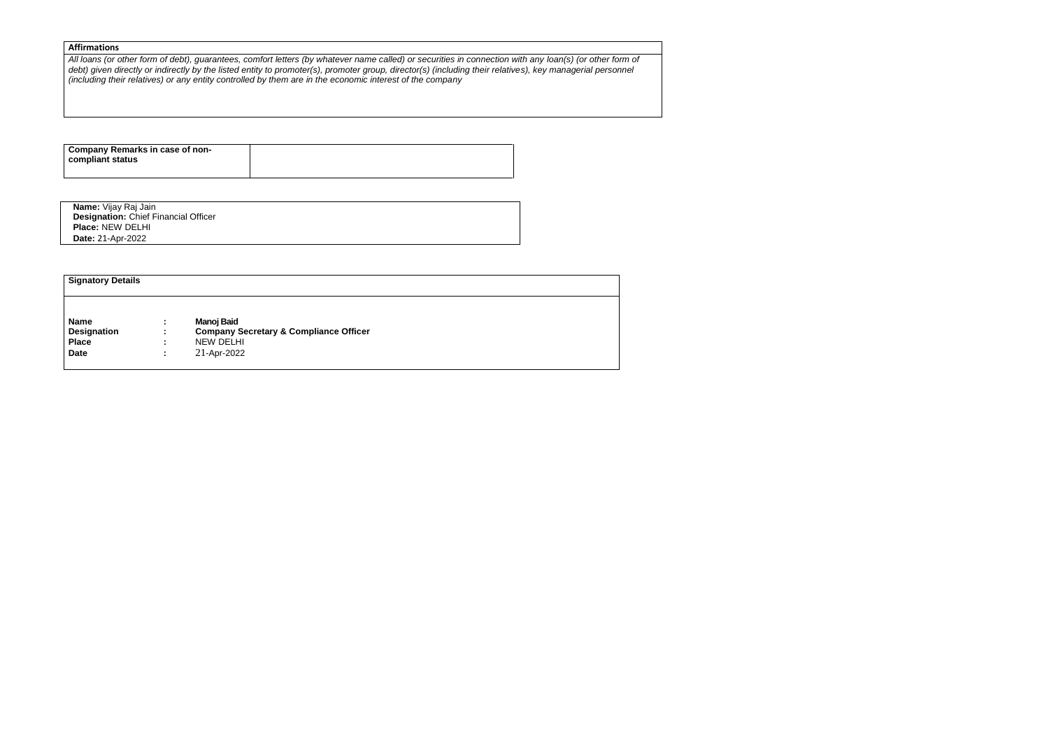| Affirmations |
| --- |
| *All loans (or other form of debt), guarantees, comfort letters (by whatever name called) or securities in connection with any loan(s) (or other form of debt) given directly or indirectly by the listed entity to promoter(s), promoter group, director(s) (including their relatives), key managerial personnel (including their relatives) or any entity controlled by them are in the economic interest of the company* |

| | |
| --- | --- |
| **Company Remarks in case of non-compliant status** | |

**Name:** Vijay Raj Jain
**Designation:** Chief Financial Officer
**Place:** NEW DELHI
**Date:** 21-Apr-2022

**Signatory Details**

| | | |
| --- | --- | --- |
| **Name** | : | **Manoj Baid** |
| **Designation** | : | **Company Secretary & Compliance Officer** |
| **Place** | : | NEW DELHI |
| **Date** | : | 21-Apr-2022 |